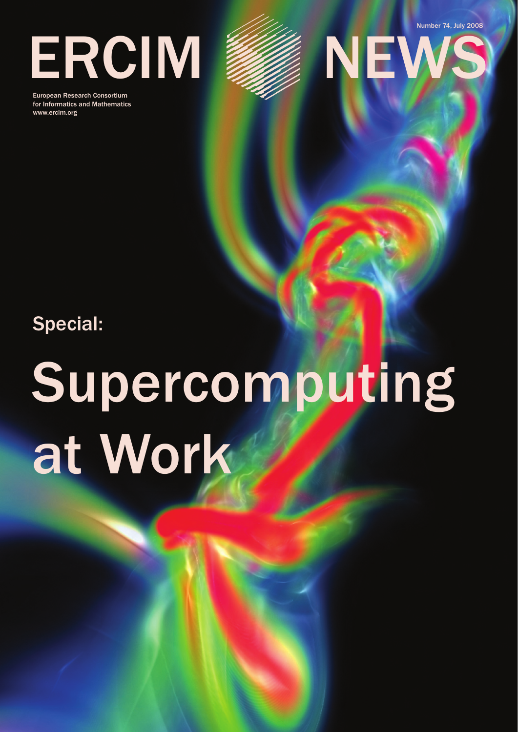# ERCIM NEWS

Number 74, July 2008

European Research Consortium for Informatics and Mathematics
www.ercim.org

Special:

# Supercomputing at Work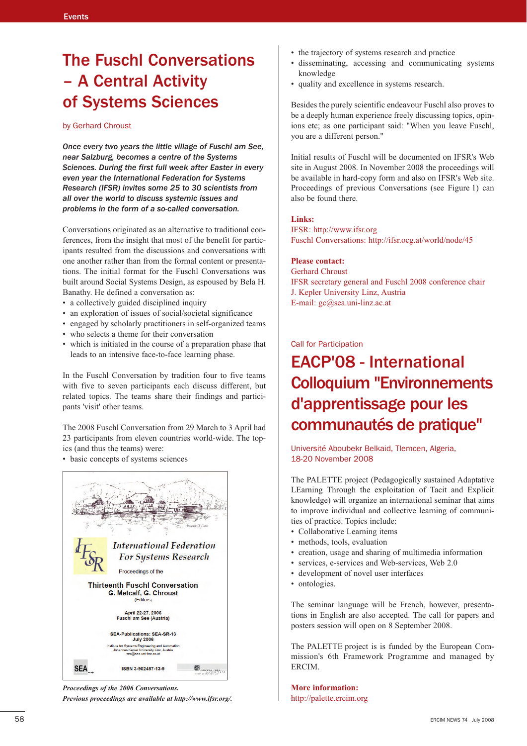# The Fuschl Conversations – A Central Activity of Systems Sciences

by Gerhard Chroust

***Once every two years the little village of Fuschl am See, near Salzburg, becomes a centre of the Systems Sciences. During the first full week after Easter in every even year the International Federation for Systems Research (IFSR) invites some 25 to 30 scientists from all over the world to discuss systemic issues and problems in the form of a so-called conversation.***

Conversations originated as an alternative to traditional conferences, from the insight that most of the benefit for participants resulted from the discussions and conversations with one another rather than from the formal content or presentations. The initial format for the Fuschl Conversations was built around Social Systems Design, as espoused by Bela H. Banathy. He defined a conversation as:

- a collectively guided disciplined inquiry
- an exploration of issues of social/societal significance
- engaged by scholarly practitioners in self-organized teams
- who selects a theme for their conversation
- which is initiated in the course of a preparation phase that leads to an intensive face-to-face learning phase.

In the Fuschl Conversation by tradition four to five teams with five to seven participants each discuss different, but related topics. The teams share their findings and participants 'visit' other teams.

The 2008 Fuschl Conversation from 29 March to 3 April had 23 participants from eleven countries world-wide. The topics (and thus the teams) were:

- basic concepts of systems sciences
- the trajectory of systems research and practice
- disseminating, accessing and communicating systems knowledge
- quality and excellence in systems research.

International Federation For Systems Research

Proceedings of the

Thirteenth Fuschl Conversation
G. Metcalf, G. Chroust
(Editors)

April 22-27, 2006
Fuschl am See (Austria)

SEA-Publications: SEA-SR-13
July 2006

Institute for Systems Engineering and Automation
Johannes Kepler University Linz, Austria
sea@sea.uni-linz.ac.at

ISBN 3-902457-13-9

*Proceedings of the 2006 Conversations.*
*Previous proceedings are available at http://www.ifsr.org/.*

Besides the purely scientific endeavour Fuschl also proves to be a deeply human experience freely discussing topics, opinions etc; as one participant said: "When you leave Fuschl, you are a different person."

Initial results of Fuschl will be documented on IFSR's Web site in August 2008. In November 2008 the proceedings will be available in hard-copy form and also on IFSR's Web site. Proceedings of previous Conversations (see Figure 1) can also be found there.

**Links:**
IFSR: http://www.ifsr.org
Fuschl Conversations: http://ifsr.ocg.at/world/node/45

**Please contact:**
Gerhard Chroust
IFSR secretary general and Fuschl 2008 conference chair
J. Kepler University Linz, Austria
E-mail: gc@sea.uni-linz.ac.at

Call for Participation

# EACP'08 - International Colloquium "Environnements d'apprentissage pour les communautés de pratique"

Université Aboubekr Belkaid, Tlemcen, Algeria,
18-20 November 2008

The PALETTE project (Pedagogically sustained Adaptative LEarning Through the exploitation of Tacit and Explicit knowledge) will organize an international seminar that aims to improve individual and collective learning of communities of practice. Topics include:

- Collaborative Learning items
- methods, tools, evaluation
- creation, usage and sharing of multimedia information
- services, e-services and Web-services, Web 2.0
- development of novel user interfaces
- ontologies.

The seminar language will be French, however, presentations in English are also accepted. The call for papers and posters session will open on 8 September 2008.

The PALETTE project is is funded by the European Commission's 6th Framework Programme and managed by ERCIM.

**More information:**
http://palette.ercim.org